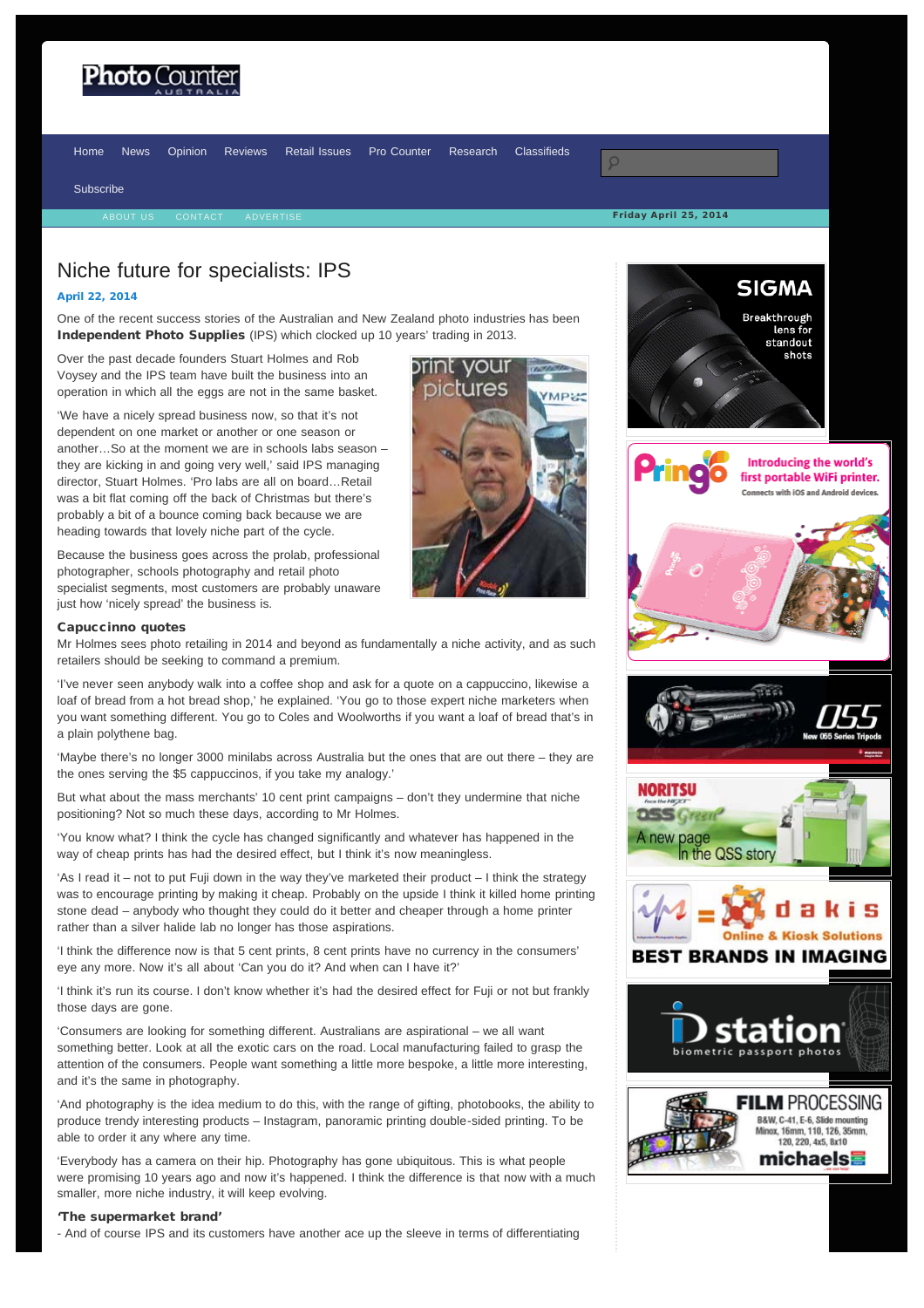Home News Opinion Reviews Retail Issues Pro Counter Research Classifieds

Subscribe

ABOUT US CONTACT ADVERTISE

Friday April 25, 2014

# Niche future for specialists: IPS

**April 22, 2014**

One of the recent success stories of the Australian and New Zealand photo industries has been **Independent Photo Supplies** (IPS) which clocked up 10 years' trading in 2013.

Over the past decade founders Stuart Holmes and Rob Voysey and the IPS team have built the business into an operation in which all the eggs are not in the same basket.

'We have a nicely spread business now, so that it's not dependent on one market or another or one season or another…So at the moment we are in schools labs season – they are kicking in and going very well,' said IPS managing director, Stuart Holmes. 'Pro labs are all on board…Retail was a bit flat coming off the back of Christmas but there's probably a bit of a bounce coming back because we are heading towards that lovely niche part of the cycle.

Because the business goes across the prolab, professional photographer, schools photography and retail photo specialist segments, most customers are probably unaware just how 'nicely spread' the business is.

### Capuccinno quotes

Mr Holmes sees photo retailing in 2014 and beyond as fundamentally a niche activity, and as such retailers should be seeking to command a premium.

'I've never seen anybody walk into a coffee shop and ask for a quote on a cappuccino, likewise a loaf of bread from a hot bread shop,' he explained. 'You go to those expert niche marketers when you want something different. You go to Coles and Woolworths if you want a loaf of bread that's in a plain polythene bag.

'Maybe there's no longer 3000 minilabs across Australia but the ones that are out there – they are the ones serving the $5 cappuccinos, if you take my analogy.'

But what about the mass merchants' 10 cent print campaigns – don't they undermine that niche positioning? Not so much these days, according to Mr Holmes.

'You know what? I think the cycle has changed significantly and whatever has happened in the way of cheap prints has had the desired effect, but I think it's now meaningless.

'As I read it – not to put Fuji down in the way they've marketed their product – I think the strategy was to encourage printing by making it cheap. Probably on the upside I think it killed home printing stone dead – anybody who thought they could do it better and cheaper through a home printer rather than a silver halide lab no longer has those aspirations.

'I think the difference now is that 5 cent prints, 8 cent prints have no currency in the consumers' eye any more. Now it's all about 'Can you do it? And when can I have it?'

'I think it's run its course. I don't know whether it's had the desired effect for Fuji or not but frankly those days are gone.

'Consumers are looking for something different. Australians are aspirational – we all want something better. Look at all the exotic cars on the road. Local manufacturing failed to grasp the attention of the consumers. People want something a little more bespoke, a little more interesting, and it's the same in photography.

'And photography is the idea medium to do this, with the range of gifting, photobooks, the ability to produce trendy interesting products – Instagram, panoramic printing double-sided printing. To be able to order it any where any time.

'Everybody has a camera on their hip. Photography has gone ubiquitous. This is what people were promising 10 years ago and now it's happened. I think the difference is that now with a much smaller, more niche industry, it will keep evolving.

### 'The supermarket brand'

- And of course IPS and its customers have another ace up the sleeve in terms of differentiating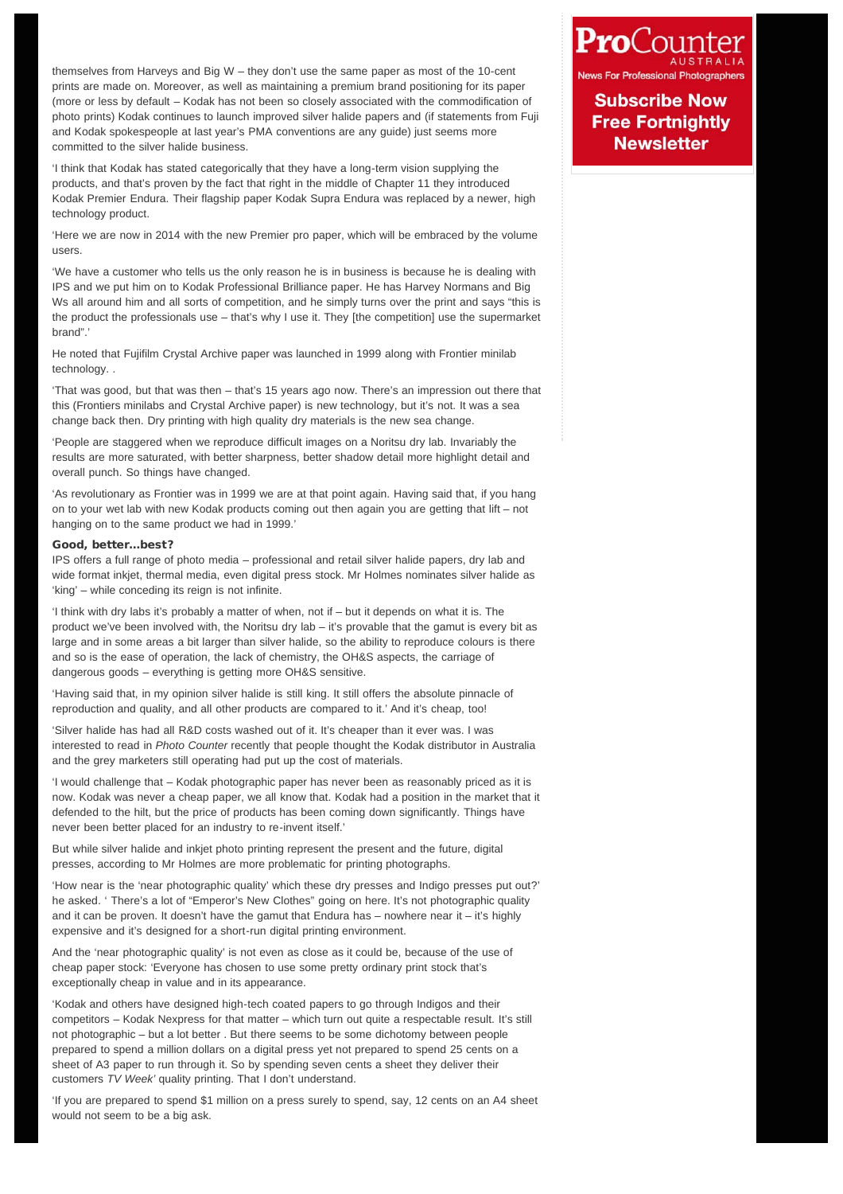themselves from Harveys and Big W – they don't use the same paper as most of the 10-cent prints are made on. Moreover, as well as maintaining a premium brand positioning for its paper (more or less by default – Kodak has not been so closely associated with the commodification of photo prints) Kodak continues to launch improved silver halide papers and (if statements from Fuji and Kodak spokespeople at last year's PMA conventions are any guide) just seems more committed to the silver halide business.

'I think that Kodak has stated categorically that they have a long-term vision supplying the products, and that's proven by the fact that right in the middle of Chapter 11 they introduced Kodak Premier Endura. Their flagship paper Kodak Supra Endura was replaced by a newer, high technology product.

'Here we are now in 2014 with the new Premier pro paper, which will be embraced by the volume users.

'We have a customer who tells us the only reason he is in business is because he is dealing with IPS and we put him on to Kodak Professional Brilliance paper. He has Harvey Normans and Big Ws all around him and all sorts of competition, and he simply turns over the print and says "this is the product the professionals use – that's why I use it. They [the competition] use the supermarket brand".'

He noted that Fujifilm Crystal Archive paper was launched in 1999 along with Frontier minilab technology. .

'That was good, but that was then – that's 15 years ago now. There's an impression out there that this (Frontiers minilabs and Crystal Archive paper) is new technology, but it's not. It was a sea change back then. Dry printing with high quality dry materials is the new sea change.

'People are staggered when we reproduce difficult images on a Noritsu dry lab. Invariably the results are more saturated, with better sharpness, better shadow detail more highlight detail and overall punch. So things have changed.

'As revolutionary as Frontier was in 1999 we are at that point again. Having said that, if you hang on to your wet lab with new Kodak products coming out then again you are getting that lift – not hanging on to the same product we had in 1999.'

**Good, better...best?**

IPS offers a full range of photo media – professional and retail silver halide papers, dry lab and wide format inkjet, thermal media, even digital press stock. Mr Holmes nominates silver halide as 'king' – while conceding its reign is not infinite.

'I think with dry labs it's probably a matter of when, not if – but it depends on what it is. The product we've been involved with, the Noritsu dry lab – it's provable that the gamut is every bit as large and in some areas a bit larger than silver halide, so the ability to reproduce colours is there and so is the ease of operation, the lack of chemistry, the OH&S aspects, the carriage of dangerous goods – everything is getting more OH&S sensitive.

'Having said that, in my opinion silver halide is still king. It still offers the absolute pinnacle of reproduction and quality, and all other products are compared to it.' And it's cheap, too!

'Silver halide has had all R&D costs washed out of it. It's cheaper than it ever was. I was interested to read in *Photo Counter* recently that people thought the Kodak distributor in Australia and the grey marketers still operating had put up the cost of materials.

'I would challenge that – Kodak photographic paper has never been as reasonably priced as it is now. Kodak was never a cheap paper, we all know that. Kodak had a position in the market that it defended to the hilt, but the price of products has been coming down significantly. Things have never been better placed for an industry to re-invent itself.'

But while silver halide and inkjet photo printing represent the present and the future, digital presses, according to Mr Holmes are more problematic for printing photographs.

'How near is the 'near photographic quality' which these dry presses and Indigo presses put out?' he asked. ' There's a lot of "Emperor's New Clothes" going on here. It's not photographic quality and it can be proven. It doesn't have the gamut that Endura has – nowhere near it – it's highly expensive and it's designed for a short-run digital printing environment.

And the 'near photographic quality' is not even as close as it could be, because of the use of cheap paper stock: 'Everyone has chosen to use some pretty ordinary print stock that's exceptionally cheap in value and in its appearance.

'Kodak and others have designed high-tech coated papers to go through Indigos and their competitors – Kodak Nexpress for that matter – which turn out quite a respectable result. It's still not photographic – but a lot better . But there seems to be some dichotomy between people prepared to spend a million dollars on a digital press yet not prepared to spend 25 cents on a sheet of A3 paper to run through it. So by spending seven cents a sheet they deliver their customers *TV Week'* quality printing. That I don't understand.

'If you are prepared to spend $1 million on a press surely to spend, say, 12 cents on an A4 sheet would not seem to be a big ask.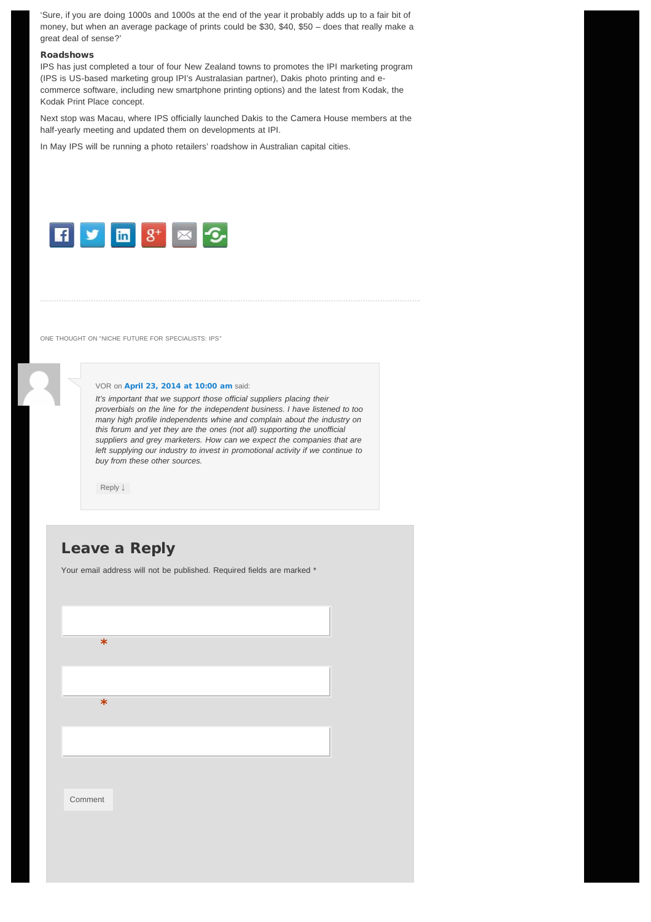'Sure, if you are doing 1000s and 1000s at the end of the year it probably adds up to a fair bit of money, but when an average package of prints could be $30, $40, $50 – does that really make a great deal of sense?'

### Roadshows

IPS has just completed a tour of four New Zealand towns to promotes the IPI marketing program (IPS is US-based marketing group IPI's Australasian partner), Dakis photo printing and e-commerce software, including new smartphone printing options) and the latest from Kodak, the Kodak Print Place concept.

Next stop was Macau, where IPS officially launched Dakis to the Camera House members at the half-yearly meeting and updated them on developments at IPI.

In May IPS will be running a photo retailers' roadshow in Australian capital cities.

---

ONE THOUGHT ON "NICHE FUTURE FOR SPECIALISTS: IPS"

VOR on **April 23, 2014 at 10:00 am** said:

*It's important that we support those official suppliers placing their proverbials on the line for the independent business. I have listened to too many high profile independents whine and complain about the industry on this forum and yet they are the ones (not all) supporting the unofficial suppliers and grey marketers. How can we expect the companies that are left supplying our industry to invest in promotional activity if we continue to buy from these other sources.*

Reply ↓

## Leave a Reply

Your email address will not be published. Required fields are marked *

*

*

Comment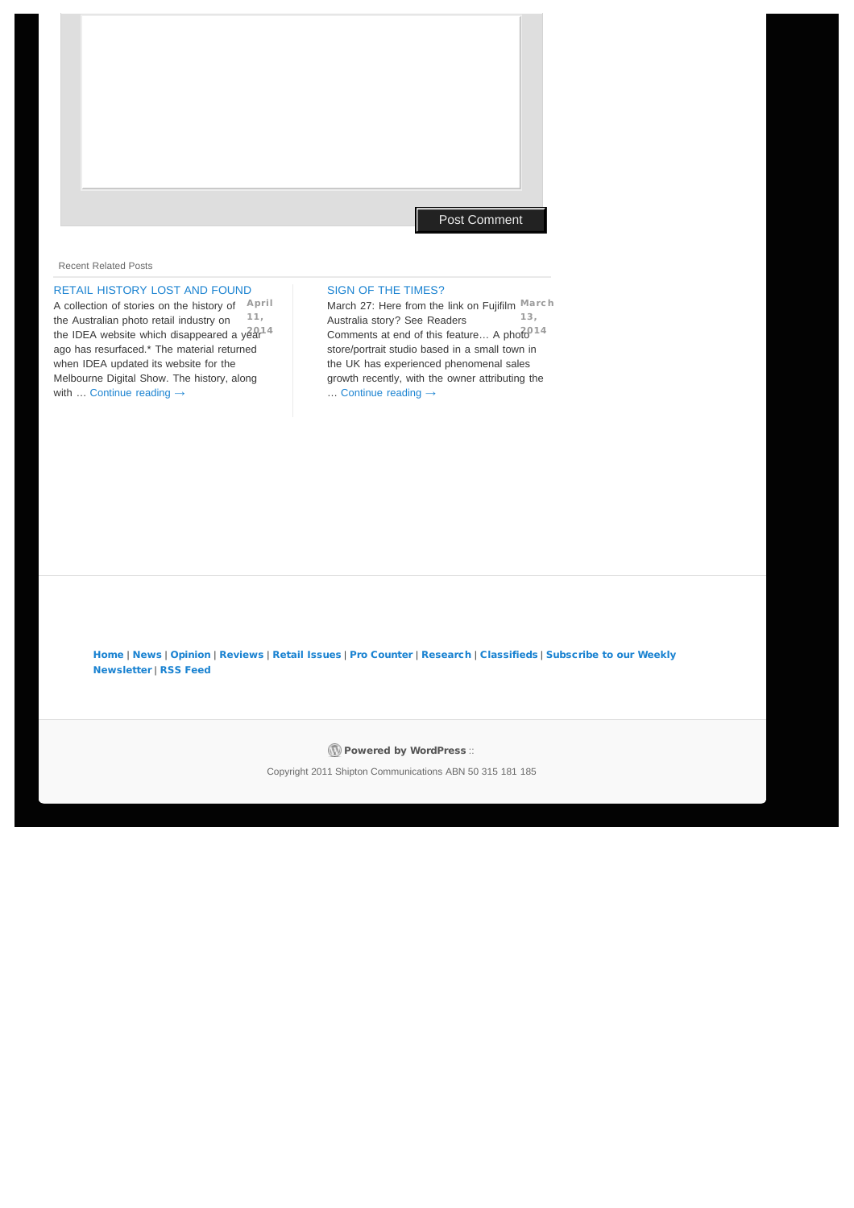Post Comment

Recent Related Posts

### RETAIL HISTORY LOST AND FOUND

April 11, 2014

A collection of stories on the history of the Australian photo retail industry on the IDEA website which disappeared a year ago has resurfaced.* The material returned when IDEA updated its website for the Melbourne Digital Show. The history, along with … Continue reading →

### SIGN OF THE TIMES?

March 13, 2014

March 27: Here from the link on Fujifilm Australia story? See Readers Comments at end of this feature… A photo store/portrait studio based in a small town in the UK has experienced phenomenal sales growth recently, with the owner attributing the … Continue reading →

**Home** | **News** | **Opinion** | **Reviews** | **Retail Issues** | **Pro Counter** | **Research** | **Classifieds** | **Subscribe to our Weekly Newsletter** | **RSS Feed**

**Powered by WordPress** ::

Copyright 2011 Shipton Communications ABN 50 315 181 185